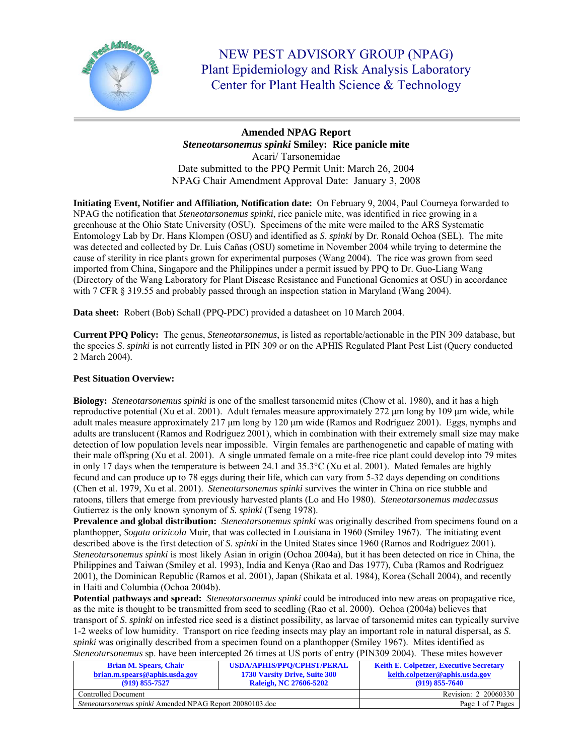# NEW PEST ADVISORY GROUP (NPAG)
## Plant Epidemiology and Risk Analysis Laboratory
## Center for Plant Health Science & Technology

**Amended NPAG Report**
***Steneotarsonemus spinki* Smiley: Rice panicle mite**
Acari/ Tarsonemidae
Date submitted to the PPQ Permit Unit: March 26, 2004
NPAG Chair Amendment Approval Date: January 3, 2008

**Initiating Event, Notifier and Affiliation, Notification date:** On February 9, 2004, Paul Courneya forwarded to NPAG the notification that *Steneotarsonemus spinki*, rice panicle mite, was identified in rice growing in a greenhouse at the Ohio State University (OSU). Specimens of the mite were mailed to the ARS Systematic Entomology Lab by Dr. Hans Klompen (OSU) and identified as *S. spinki* by Dr. Ronald Ochoa (SEL). The mite was detected and collected by Dr. Luis Cañas (OSU) sometime in November 2004 while trying to determine the cause of sterility in rice plants grown for experimental purposes (Wang 2004). The rice was grown from seed imported from China, Singapore and the Philippines under a permit issued by PPQ to Dr. Guo-Liang Wang (Directory of the Wang Laboratory for Plant Disease Resistance and Functional Genomics at OSU) in accordance with 7 CFR § 319.55 and probably passed through an inspection station in Maryland (Wang 2004).

**Data sheet:** Robert (Bob) Schall (PPQ-PDC) provided a datasheet on 10 March 2004.

**Current PPQ Policy:** The genus, *Steneotarsonemus*, is listed as reportable/actionable in the PIN 309 database, but the species *S. spinki* is not currently listed in PIN 309 or on the APHIS Regulated Plant Pest List (Query conducted 2 March 2004).

**Pest Situation Overview:**

**Biology:** *Steneotarsonemus spinki* is one of the smallest tarsonemid mites (Chow et al. 1980), and it has a high reproductive potential (Xu et al. 2001). Adult females measure approximately 272 µm long by 109 µm wide, while adult males measure approximately 217 µm long by 120 µm wide (Ramos and Rodríguez 2001). Eggs, nymphs and adults are translucent (Ramos and Rodríguez 2001), which in combination with their extremely small size may make detection of low population levels near impossible. Virgin females are parthenogenetic and capable of mating with their male offspring (Xu et al. 2001). A single unmated female on a mite-free rice plant could develop into 79 mites in only 17 days when the temperature is between 24.1 and 35.3°C (Xu et al. 2001). Mated females are highly fecund and can produce up to 78 eggs during their life, which can vary from 5-32 days depending on conditions (Chen et al. 1979, Xu et al. 2001). *Steneotarsonemus spinki* survives the winter in China on rice stubble and ratoons, tillers that emerge from previously harvested plants (Lo and Ho 1980). *Steneotarsonemus madecassus* Gutierrez is the only known synonym of *S. spinki* (Tseng 1978).

**Prevalence and global distribution:** *Steneotarsonemus spinki* was originally described from specimens found on a planthopper, *Sogata orizicola* Muir, that was collected in Louisiana in 1960 (Smiley 1967). The initiating event described above is the first detection of *S. spinki* in the United States since 1960 (Ramos and Rodríguez 2001). *Steneotarsonemus spinki* is most likely Asian in origin (Ochoa 2004a), but it has been detected on rice in China, the Philippines and Taiwan (Smiley et al. 1993), India and Kenya (Rao and Das 1977), Cuba (Ramos and Rodríguez 2001), the Dominican Republic (Ramos et al. 2001), Japan (Shikata et al. 1984), Korea (Schall 2004), and recently in Haiti and Columbia (Ochoa 2004b).

**Potential pathways and spread:** *Steneotarsonemus spinki* could be introduced into new areas on propagative rice, as the mite is thought to be transmitted from seed to seedling (Rao et al. 2000). Ochoa (2004a) believes that transport of *S. spinki* on infested rice seed is a distinct possibility, as larvae of tarsonemid mites can typically survive 1-2 weeks of low humidity. Transport on rice feeding insects may play an important role in natural dispersal, as *S. spinki* was originally described from a specimen found on a planthopper (Smiley 1967). Mites identified as *Steneotarsonemus* sp. have been intercepted 26 times at US ports of entry (PIN309 2004). These mites however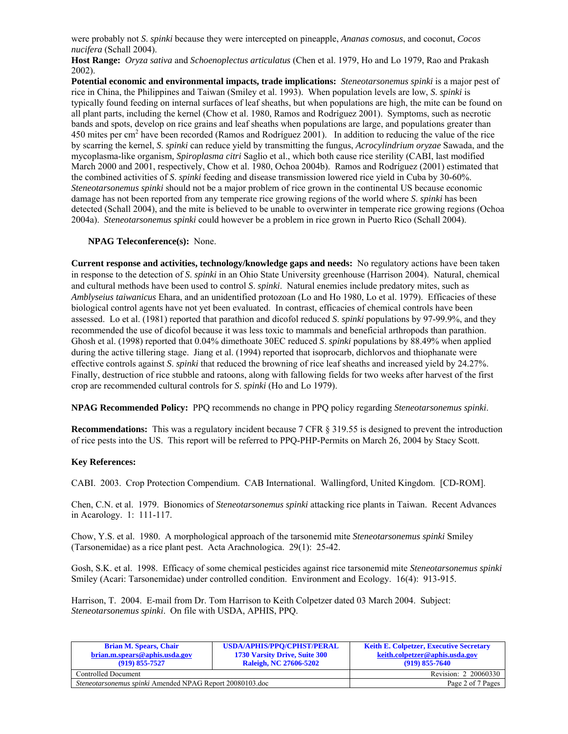were probably not *S. spinki* because they were intercepted on pineapple, *Ananas comosus*, and coconut, *Cocos nucifera* (Schall 2004).

**Host Range:** *Oryza sativa* and *Schoenoplectus articulatus* (Chen et al. 1979, Ho and Lo 1979, Rao and Prakash 2002).

**Potential economic and environmental impacts, trade implications:** *Steneotarsonemus spinki* is a major pest of rice in China, the Philippines and Taiwan (Smiley et al. 1993). When population levels are low, *S. spinki* is typically found feeding on internal surfaces of leaf sheaths, but when populations are high, the mite can be found on all plant parts, including the kernel (Chow et al. 1980, Ramos and Rodríguez 2001). Symptoms, such as necrotic bands and spots, develop on rice grains and leaf sheaths when populations are large, and populations greater than 450 mites per $cm^2$ have been recorded (Ramos and Rodríguez 2001). In addition to reducing the value of the rice by scarring the kernel, *S. spinki* can reduce yield by transmitting the fungus, *Acrocylindrium oryzae* Sawada, and the mycoplasma-like organism, *Spiroplasma citri* Saglio et al., which both cause rice sterility (CABI, last modified March 2000 and 2001, respectively, Chow et al. 1980, Ochoa 2004b). Ramos and Rodríguez (2001) estimated that the combined activities of *S. spinki* feeding and disease transmission lowered rice yield in Cuba by 30-60%. *Steneotarsonemus spinki* should not be a major problem of rice grown in the continental US because economic damage has not been reported from any temperate rice growing regions of the world where *S. spinki* has been detected (Schall 2004), and the mite is believed to be unable to overwinter in temperate rice growing regions (Ochoa 2004a). *Steneotarsonemus spinki* could however be a problem in rice grown in Puerto Rico (Schall 2004).

**NPAG Teleconference(s):** None.

**Current response and activities, technology/knowledge gaps and needs:** No regulatory actions have been taken in response to the detection of *S. spinki* in an Ohio State University greenhouse (Harrison 2004). Natural, chemical and cultural methods have been used to control *S. spinki*. Natural enemies include predatory mites, such as *Amblyseius taiwanicus* Ehara, and an unidentified protozoan (Lo and Ho 1980, Lo et al. 1979). Efficacies of these biological control agents have not yet been evaluated. In contrast, efficacies of chemical controls have been assessed. Lo et al. (1981) reported that parathion and dicofol reduced *S. spinki* populations by 97-99.9%, and they recommended the use of dicofol because it was less toxic to mammals and beneficial arthropods than parathion. Ghosh et al. (1998) reported that 0.04% dimethoate 30EC reduced *S. spinki* populations by 88.49% when applied during the active tillering stage. Jiang et al. (1994) reported that isoprocarb, dichlorvos and thiophanate were effective controls against *S. spinki* that reduced the browning of rice leaf sheaths and increased yield by 24.27%. Finally, destruction of rice stubble and ratoons, along with fallowing fields for two weeks after harvest of the first crop are recommended cultural controls for *S. spinki* (Ho and Lo 1979).

**NPAG Recommended Policy:** PPQ recommends no change in PPQ policy regarding *Steneotarsonemus spinki*.

**Recommendations:** This was a regulatory incident because 7 CFR § 319.55 is designed to prevent the introduction of rice pests into the US. This report will be referred to PPQ-PHP-Permits on March 26, 2004 by Stacy Scott.

**Key References:**

CABI. 2003. Crop Protection Compendium. CAB International. Wallingford, United Kingdom. [CD-ROM].

Chen, C.N. et al. 1979. Bionomics of *Steneotarsonemus spinki* attacking rice plants in Taiwan. Recent Advances in Acarology. 1: 111-117.

Chow, Y.S. et al. 1980. A morphological approach of the tarsonemid mite *Steneotarsonemus spinki* Smiley (Tarsonemidae) as a rice plant pest. Acta Arachnologica. 29(1): 25-42.

Gosh, S.K. et al. 1998. Efficacy of some chemical pesticides against rice tarsonemid mite *Steneotarsonemus spinki* Smiley (Acari: Tarsonemidae) under controlled condition. Environment and Ecology. 16(4): 913-915.

Harrison, T. 2004. E-mail from Dr. Tom Harrison to Keith Colpetzer dated 03 March 2004. Subject: *Steneotarsonemus spinki*. On file with USDA, APHIS, PPQ.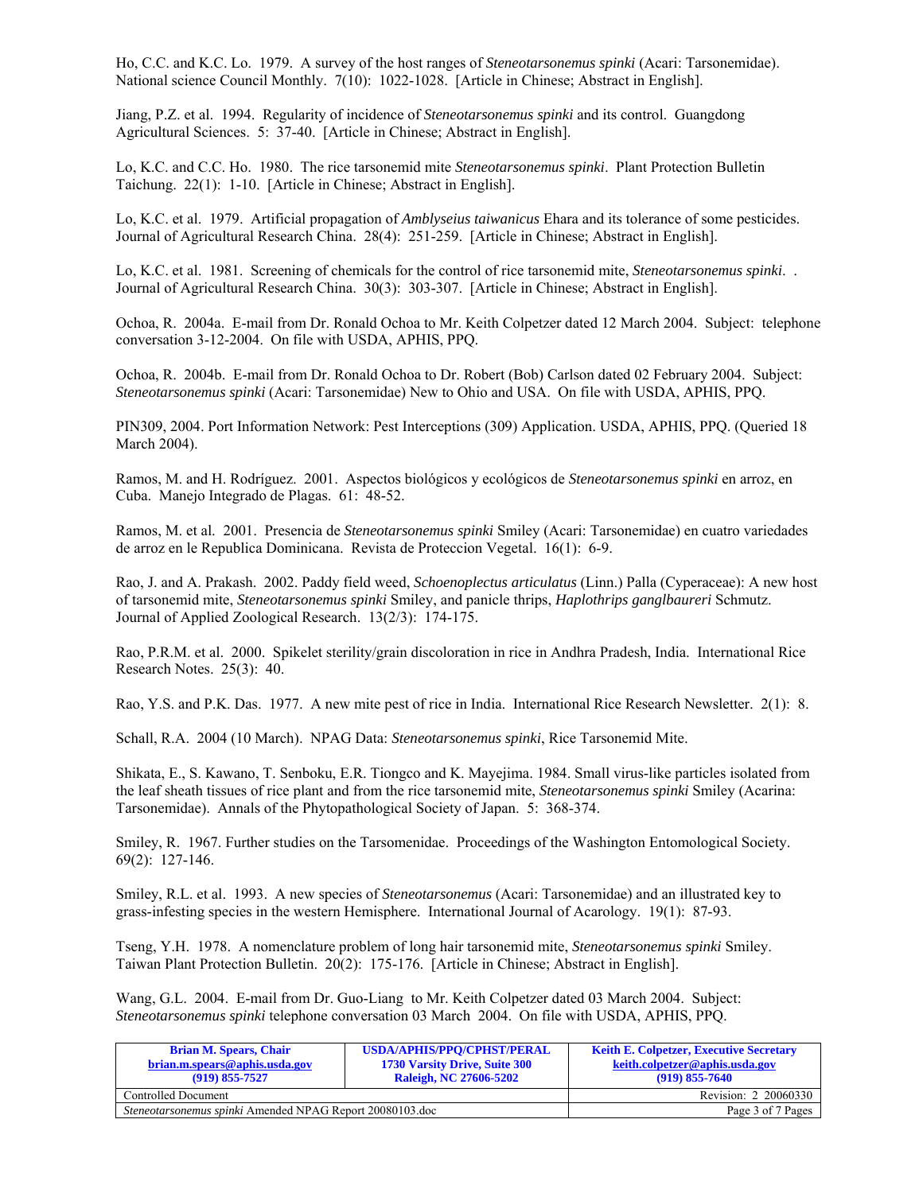Ho, C.C. and K.C. Lo. 1979. A survey of the host ranges of *Steneotarsonemus spinki* (Acari: Tarsonemidae). National science Council Monthly. 7(10): 1022-1028. [Article in Chinese; Abstract in English].

Jiang, P.Z. et al. 1994. Regularity of incidence of *Steneotarsonemus spinki* and its control. Guangdong Agricultural Sciences. 5: 37-40. [Article in Chinese; Abstract in English].

Lo, K.C. and C.C. Ho. 1980. The rice tarsonemid mite *Steneotarsonemus spinki*. Plant Protection Bulletin Taichung. 22(1): 1-10. [Article in Chinese; Abstract in English].

Lo, K.C. et al. 1979. Artificial propagation of *Amblyseius taiwanicus* Ehara and its tolerance of some pesticides. Journal of Agricultural Research China. 28(4): 251-259. [Article in Chinese; Abstract in English].

Lo, K.C. et al. 1981. Screening of chemicals for the control of rice tarsonemid mite, *Steneotarsonemus spinki*. . Journal of Agricultural Research China. 30(3): 303-307. [Article in Chinese; Abstract in English].

Ochoa, R. 2004a. E-mail from Dr. Ronald Ochoa to Mr. Keith Colpetzer dated 12 March 2004. Subject: telephone conversation 3-12-2004. On file with USDA, APHIS, PPQ.

Ochoa, R. 2004b. E-mail from Dr. Ronald Ochoa to Dr. Robert (Bob) Carlson dated 02 February 2004. Subject: *Steneotarsonemus spinki* (Acari: Tarsonemidae) New to Ohio and USA. On file with USDA, APHIS, PPQ.

PIN309, 2004. Port Information Network: Pest Interceptions (309) Application. USDA, APHIS, PPQ. (Queried 18 March 2004).

Ramos, M. and H. Rodríguez. 2001. Aspectos biológicos y ecológicos de *Steneotarsonemus spinki* en arroz, en Cuba. Manejo Integrado de Plagas. 61: 48-52.

Ramos, M. et al. 2001. Presencia de *Steneotarsonemus spinki* Smiley (Acari: Tarsonemidae) en cuatro variedades de arroz en le Republica Dominicana. Revista de Proteccion Vegetal. 16(1): 6-9.

Rao, J. and A. Prakash. 2002. Paddy field weed, *Schoenoplectus articulatus* (Linn.) Palla (Cyperaceae): A new host of tarsonemid mite, *Steneotarsonemus spinki* Smiley, and panicle thrips, *Haplothrips ganglbaureri* Schmutz. Journal of Applied Zoological Research. 13(2/3): 174-175.

Rao, P.R.M. et al. 2000. Spikelet sterility/grain discoloration in rice in Andhra Pradesh, India. International Rice Research Notes. 25(3): 40.

Rao, Y.S. and P.K. Das. 1977. A new mite pest of rice in India. International Rice Research Newsletter. 2(1): 8.

Schall, R.A. 2004 (10 March). NPAG Data: *Steneotarsonemus spinki*, Rice Tarsonemid Mite.

Shikata, E., S. Kawano, T. Senboku, E.R. Tiongco and K. Mayejima. 1984. Small virus-like particles isolated from the leaf sheath tissues of rice plant and from the rice tarsonemid mite, *Steneotarsonemus spinki* Smiley (Acarina: Tarsonemidae). Annals of the Phytopathological Society of Japan. 5: 368-374.

Smiley, R. 1967. Further studies on the Tarsomenidae. Proceedings of the Washington Entomological Society. 69(2): 127-146.

Smiley, R.L. et al. 1993. A new species of *Steneotarsonemus* (Acari: Tarsonemidae) and an illustrated key to grass-infesting species in the western Hemisphere. International Journal of Acarology. 19(1): 87-93.

Tseng, Y.H. 1978. A nomenclature problem of long hair tarsonemid mite, *Steneotarsonemus spinki* Smiley. Taiwan Plant Protection Bulletin. 20(2): 175-176. [Article in Chinese; Abstract in English].

Wang, G.L. 2004. E-mail from Dr. Guo-Liang to Mr. Keith Colpetzer dated 03 March 2004. Subject: *Steneotarsonemus spinki* telephone conversation 03 March 2004. On file with USDA, APHIS, PPQ.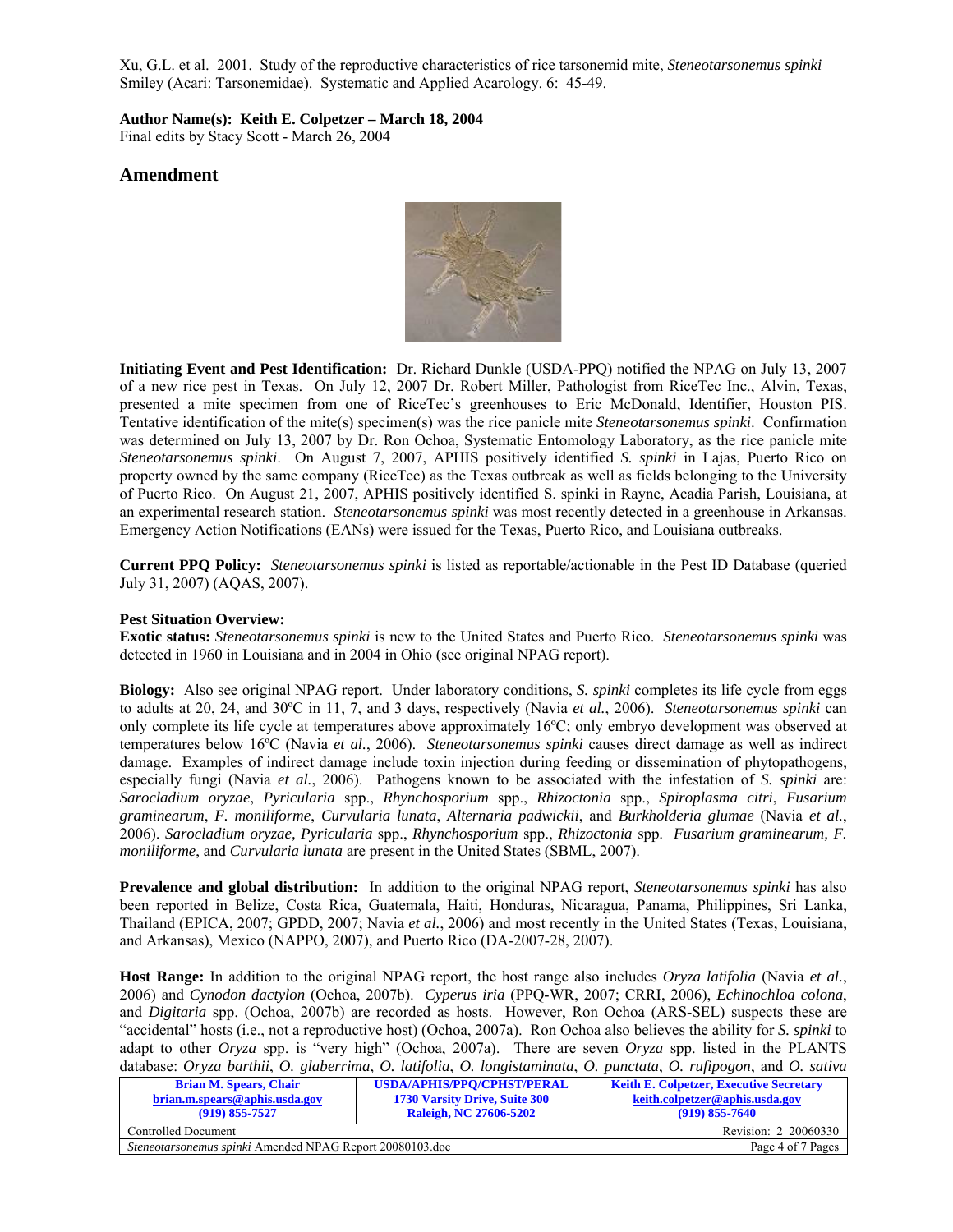Xu, G.L. et al. 2001. Study of the reproductive characteristics of rice tarsonemid mite, *Steneotarsonemus spinki* Smiley (Acari: Tarsonemidae). Systematic and Applied Acarology. 6: 45-49.

**Author Name(s): Keith E. Colpetzer – March 18, 2004**
Final edits by Stacy Scott - March 26, 2004

## Amendment

**Initiating Event and Pest Identification:** Dr. Richard Dunkle (USDA-PPQ) notified the NPAG on July 13, 2007 of a new rice pest in Texas. On July 12, 2007 Dr. Robert Miller, Pathologist from RiceTec Inc., Alvin, Texas, presented a mite specimen from one of RiceTec's greenhouses to Eric McDonald, Identifier, Houston PIS. Tentative identification of the mite(s) specimen(s) was the rice panicle mite *Steneotarsonemus spinki*. Confirmation was determined on July 13, 2007 by Dr. Ron Ochoa, Systematic Entomology Laboratory, as the rice panicle mite *Steneotarsonemus spinki*. On August 7, 2007, APHIS positively identified *S. spinki* in Lajas, Puerto Rico on property owned by the same company (RiceTec) as the Texas outbreak as well as fields belonging to the University of Puerto Rico. On August 21, 2007, APHIS positively identified S. spinki in Rayne, Acadia Parish, Louisiana, at an experimental research station. *Steneotarsonemus spinki* was most recently detected in a greenhouse in Arkansas. Emergency Action Notifications (EANs) were issued for the Texas, Puerto Rico, and Louisiana outbreaks.

**Current PPQ Policy:** *Steneotarsonemus spinki* is listed as reportable/actionable in the Pest ID Database (queried July 31, 2007) (AQAS, 2007).

**Pest Situation Overview:**
**Exotic status:** *Steneotarsonemus spinki* is new to the United States and Puerto Rico. *Steneotarsonemus spinki* was detected in 1960 in Louisiana and in 2004 in Ohio (see original NPAG report).

**Biology:** Also see original NPAG report. Under laboratory conditions, *S. spinki* completes its life cycle from eggs to adults at 20, 24, and 30ºC in 11, 7, and 3 days, respectively (Navia *et al.*, 2006). *Steneotarsonemus spinki* can only complete its life cycle at temperatures above approximately 16ºC; only embryo development was observed at temperatures below 16ºC (Navia *et al.*, 2006). *Steneotarsonemus spinki* causes direct damage as well as indirect damage. Examples of indirect damage include toxin injection during feeding or dissemination of phytopathogens, especially fungi (Navia *et al.*, 2006). Pathogens known to be associated with the infestation of *S. spinki* are: *Sarocladium oryzae*, *Pyricularia* spp., *Rhynchosporium* spp., *Rhizoctonia* spp., *Spiroplasma citri*, *Fusarium graminearum*, *F. moniliforme*, *Curvularia lunata*, *Alternaria padwickii*, and *Burkholderia glumae* (Navia *et al.*, 2006). *Sarocladium oryzae, Pyricularia* spp., *Rhynchosporium* spp., *Rhizoctonia* spp. *Fusarium graminearum, F. moniliforme*, and *Curvularia lunata* are present in the United States (SBML, 2007).

**Prevalence and global distribution:** In addition to the original NPAG report, *Steneotarsonemus spinki* has also been reported in Belize, Costa Rica, Guatemala, Haiti, Honduras, Nicaragua, Panama, Philippines, Sri Lanka, Thailand (EPICA, 2007; GPDD, 2007; Navia *et al.*, 2006) and most recently in the United States (Texas, Louisiana, and Arkansas), Mexico (NAPPO, 2007), and Puerto Rico (DA-2007-28, 2007).

**Host Range:** In addition to the original NPAG report, the host range also includes *Oryza latifolia* (Navia *et al.*, 2006) and *Cynodon dactylon* (Ochoa, 2007b). *Cyperus iria* (PPQ-WR, 2007; CRRI, 2006), *Echinochloa colona*, and *Digitaria* spp. (Ochoa, 2007b) are recorded as hosts. However, Ron Ochoa (ARS-SEL) suspects these are "accidental" hosts (i.e., not a reproductive host) (Ochoa, 2007a). Ron Ochoa also believes the ability for *S. spinki* to adapt to other *Oryza* spp. is "very high" (Ochoa, 2007a). There are seven *Oryza* spp. listed in the PLANTS database: *Oryza barthii*, *O. glaberrima*, *O. latifolia*, *O. longistaminata*, *O. punctata*, *O. rufipogon*, and *O. sativa*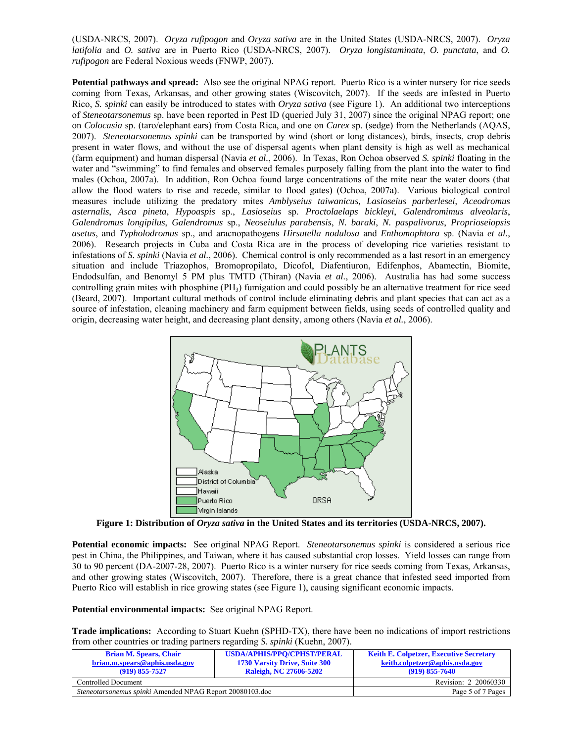(USDA-NRCS, 2007). *Oryza rufipogon* and *Oryza sativa* are in the United States (USDA-NRCS, 2007). *Oryza latifolia* and *O. sativa* are in Puerto Rico (USDA-NRCS, 2007). *Oryza longistaminata*, *O. punctata*, and *O. rufipogon* are Federal Noxious weeds (FNWP, 2007).

**Potential pathways and spread:** Also see the original NPAG report. Puerto Rico is a winter nursery for rice seeds coming from Texas, Arkansas, and other growing states (Wiscovitch, 2007). If the seeds are infested in Puerto Rico, *S. spinki* can easily be introduced to states with *Oryza sativa* (see Figure 1). An additional two interceptions of *Steneotarsonemus* sp. have been reported in Pest ID (queried July 31, 2007) since the original NPAG report; one on *Colocasia* sp. (taro/elephant ears) from Costa Rica, and one on *Carex* sp. (sedge) from the Netherlands (AQAS, 2007). *Steneotarsonemus spinki* can be transported by wind (short or long distances), birds, insects, crop debris present in water flows, and without the use of dispersal agents when plant density is high as well as mechanical (farm equipment) and human dispersal (Navia *et al.*, 2006). In Texas, Ron Ochoa observed *S. spinki* floating in the water and "swimming" to find females and observed females purposely falling from the plant into the water to find males (Ochoa, 2007a). In addition, Ron Ochoa found large concentrations of the mite near the water doors (that allow the flood waters to rise and recede, similar to flood gates) (Ochoa, 2007a). Various biological control measures include utilizing the predatory mites *Amblyseius taiwanicus, Lasioseius parberlesei*, *Aceodromus asternalis*, *Asca pineta*, *Hypoaspis* sp., *Lasioseius* sp. *Proctolaelaps bickleyi*, *Galendromimus alveolaris*, *Galendromus longipilus*, *Galendromus* sp., *Neoseiulus parabensis*, *N. baraki*, *N. paspalivorus*, *Proprioseiopsis asetus*, and *Typholodromus* sp., and aracnopathogens *Hirsutella nodulosa* and *Enthomophtora* sp. (Navia *et al.*, 2006). Research projects in Cuba and Costa Rica are in the process of developing rice varieties resistant to infestations of *S. spinki* (Navia *et al.*, 2006). Chemical control is only recommended as a last resort in an emergency situation and include Triazophos, Bromopropilato, Dicofol, Diafentiuron, Edifenphos, Abamectin, Biomite, Endodsulfan, and Benomyl 5 PM plus TMTD (Thiran) (Navia *et al.*, 2006). Australia has had some success controlling grain mites with phosphine ($PH_3$) fumigation and could possibly be an alternative treatment for rice seed (Beard, 2007). Important cultural methods of control include eliminating debris and plant species that can act as a source of infestation, cleaning machinery and farm equipment between fields, using seeds of controlled quality and origin, decreasing water height, and decreasing plant density, among others (Navia *et al.*, 2006).

**Figure 1: Distribution of *Oryza sativa* in the United States and its territories (USDA-NRCS, 2007).**

**Potential economic impacts:** See original NPAG Report. *Steneotarsonemus spinki* is considered a serious rice pest in China, the Philippines, and Taiwan, where it has caused substantial crop losses. Yield losses can range from 30 to 90 percent (DA-2007-28, 2007). Puerto Rico is a winter nursery for rice seeds coming from Texas, Arkansas, and other growing states (Wiscovitch, 2007). Therefore, there is a great chance that infested seed imported from Puerto Rico will establish in rice growing states (see Figure 1), causing significant economic impacts.

**Potential environmental impacts:** See original NPAG Report.

**Trade implications:** According to Stuart Kuehn (SPHD-TX), there have been no indications of import restrictions from other countries or trading partners regarding *S. spinki* (Kuehn, 2007).

| Brian M. Spears, Chair<br>brian.m.spears@aphis.usda.gov<br>(919) 855-7527 | USDA/APHIS/PPQ/CPHST/PERAL<br>1730 Varsity Drive, Suite 300<br>Raleigh, NC 27606-5202 | Keith E. Colpetzer, Executive Secretary<br>keith.colpetzer@aphis.usda.gov<br>(919) 855-7640 |
|---|---|---|
| Controlled Document | | Revision: 2 20060330 |
| *Steneotarsonemus spinki* Amended NPAG Report 20080103.doc | | |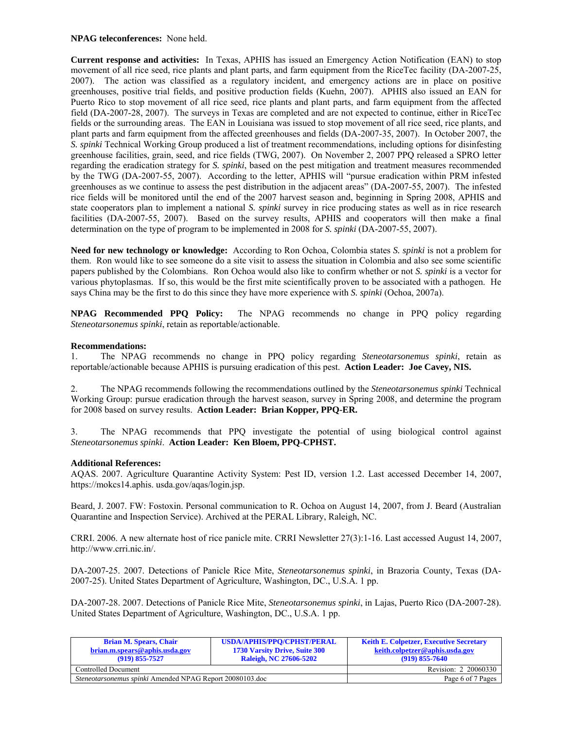**NPAG teleconferences:** None held.

**Current response and activities:** In Texas, APHIS has issued an Emergency Action Notification (EAN) to stop movement of all rice seed, rice plants and plant parts, and farm equipment from the RiceTec facility (DA-2007-25, 2007). The action was classified as a regulatory incident, and emergency actions are in place on positive greenhouses, positive trial fields, and positive production fields (Kuehn, 2007). APHIS also issued an EAN for Puerto Rico to stop movement of all rice seed, rice plants and plant parts, and farm equipment from the affected field (DA-2007-28, 2007). The surveys in Texas are completed and are not expected to continue, either in RiceTec fields or the surrounding areas. The EAN in Louisiana was issued to stop movement of all rice seed, rice plants, and plant parts and farm equipment from the affected greenhouses and fields (DA-2007-35, 2007). In October 2007, the *S. spinki* Technical Working Group produced a list of treatment recommendations, including options for disinfesting greenhouse facilities, grain, seed, and rice fields (TWG, 2007). On November 2, 2007 PPQ released a SPRO letter regarding the eradication strategy for *S. spinki*, based on the pest mitigation and treatment measures recommended by the TWG (DA-2007-55, 2007). According to the letter, APHIS will "pursue eradication within PRM infested greenhouses as we continue to assess the pest distribution in the adjacent areas" (DA-2007-55, 2007). The infested rice fields will be monitored until the end of the 2007 harvest season and, beginning in Spring 2008, APHIS and state cooperators plan to implement a national *S. spinki* survey in rice producing states as well as in rice research facilities (DA-2007-55, 2007). Based on the survey results, APHIS and cooperators will then make a final determination on the type of program to be implemented in 2008 for *S. spinki* (DA-2007-55, 2007).

**Need for new technology or knowledge:** According to Ron Ochoa, Colombia states *S. spinki* is not a problem for them. Ron would like to see someone do a site visit to assess the situation in Colombia and also see some scientific papers published by the Colombians. Ron Ochoa would also like to confirm whether or not *S. spinki* is a vector for various phytoplasmas. If so, this would be the first mite scientifically proven to be associated with a pathogen. He says China may be the first to do this since they have more experience with *S. spinki* (Ochoa, 2007a).

**NPAG Recommended PPQ Policy:** The NPAG recommends no change in PPQ policy regarding *Steneotarsonemus spinki*, retain as reportable/actionable.

**Recommendations:**

1. The NPAG recommends no change in PPQ policy regarding *Steneotarsonemus spinki*, retain as reportable/actionable because APHIS is pursuing eradication of this pest. **Action Leader: Joe Cavey, NIS.**

2. The NPAG recommends following the recommendations outlined by the *Steneotarsonemus spinki* Technical Working Group: pursue eradication through the harvest season, survey in Spring 2008, and determine the program for 2008 based on survey results. **Action Leader: Brian Kopper, PPQ-ER.**

3. The NPAG recommends that PPQ investigate the potential of using biological control against *Steneotarsonemus spinki*. **Action Leader: Ken Bloem, PPQ-CPHST.**

**Additional References:**

AQAS. 2007. Agriculture Quarantine Activity System: Pest ID, version 1.2. Last accessed December 14, 2007, https://mokcs14.aphis. usda.gov/aqas/login.jsp.

Beard, J. 2007. FW: Fostoxin. Personal communication to R. Ochoa on August 14, 2007, from J. Beard (Australian Quarantine and Inspection Service). Archived at the PERAL Library, Raleigh, NC.

CRRI. 2006. A new alternate host of rice panicle mite. CRRI Newsletter 27(3):1-16. Last accessed August 14, 2007, http://www.crri.nic.in/.

DA-2007-25. 2007. Detections of Panicle Rice Mite, *Steneotarsonemus spinki*, in Brazoria County, Texas (DA-2007-25). United States Department of Agriculture, Washington, DC., U.S.A. 1 pp.

DA-2007-28. 2007. Detections of Panicle Rice Mite, *Steneotarsonemus spinki*, in Lajas, Puerto Rico (DA-2007-28). United States Department of Agriculture, Washington, DC., U.S.A. 1 pp.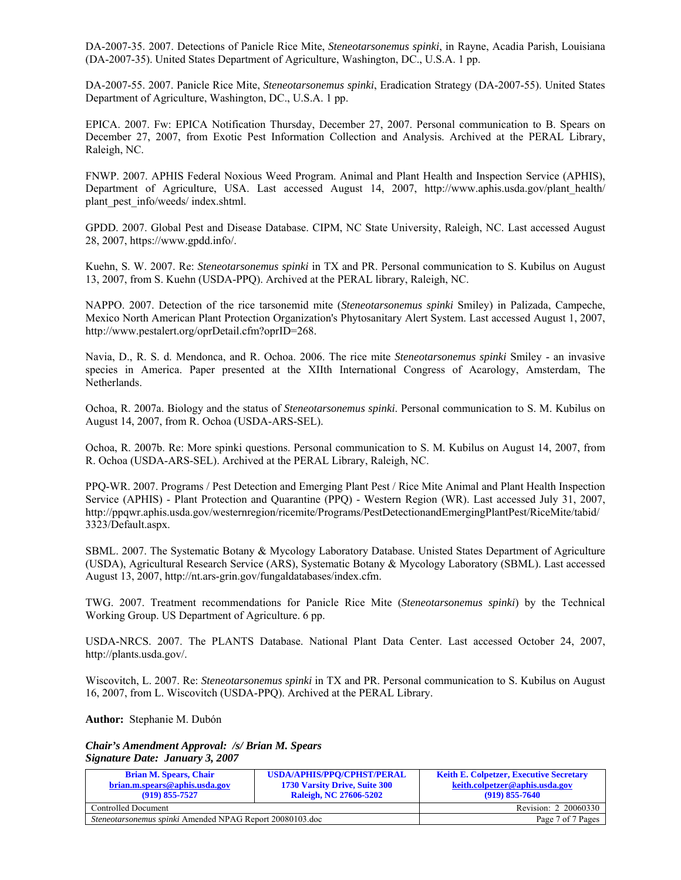DA-2007-35. 2007. Detections of Panicle Rice Mite, *Steneotarsonemus spinki*, in Rayne, Acadia Parish, Louisiana (DA-2007-35). United States Department of Agriculture, Washington, DC., U.S.A. 1 pp.

DA-2007-55. 2007. Panicle Rice Mite, *Steneotarsonemus spinki*, Eradication Strategy (DA-2007-55). United States Department of Agriculture, Washington, DC., U.S.A. 1 pp.

EPICA. 2007. Fw: EPICA Notification Thursday, December 27, 2007. Personal communication to B. Spears on December 27, 2007, from Exotic Pest Information Collection and Analysis. Archived at the PERAL Library, Raleigh, NC.

FNWP. 2007. APHIS Federal Noxious Weed Program. Animal and Plant Health and Inspection Service (APHIS), Department of Agriculture, USA. Last accessed August 14, 2007, http://www.aphis.usda.gov/plant_health/ plant_pest_info/weeds/ index.shtml.

GPDD. 2007. Global Pest and Disease Database. CIPM, NC State University, Raleigh, NC. Last accessed August 28, 2007, https://www.gpdd.info/.

Kuehn, S. W. 2007. Re: *Steneotarsonemus spinki* in TX and PR. Personal communication to S. Kubilus on August 13, 2007, from S. Kuehn (USDA-PPQ). Archived at the PERAL library, Raleigh, NC.

NAPPO. 2007. Detection of the rice tarsonemid mite (*Steneotarsonemus spinki* Smiley) in Palizada, Campeche, Mexico North American Plant Protection Organization's Phytosanitary Alert System. Last accessed August 1, 2007, http://www.pestalert.org/oprDetail.cfm?oprID=268.

Navia, D., R. S. d. Mendonca, and R. Ochoa. 2006. The rice mite *Steneotarsonemus spinki* Smiley - an invasive species in America. Paper presented at the XIIth International Congress of Acarology, Amsterdam, The Netherlands.

Ochoa, R. 2007a. Biology and the status of *Steneotarsonemus spinki*. Personal communication to S. M. Kubilus on August 14, 2007, from R. Ochoa (USDA-ARS-SEL).

Ochoa, R. 2007b. Re: More spinki questions. Personal communication to S. M. Kubilus on August 14, 2007, from R. Ochoa (USDA-ARS-SEL). Archived at the PERAL Library, Raleigh, NC.

PPQ-WR. 2007. Programs / Pest Detection and Emerging Plant Pest / Rice Mite Animal and Plant Health Inspection Service (APHIS) - Plant Protection and Quarantine (PPQ) - Western Region (WR). Last accessed July 31, 2007, http://ppqwr.aphis.usda.gov/westernregion/ricemite/Programs/PestDetectionandEmergingPlantPest/RiceMite/tabid/ 3323/Default.aspx.

SBML. 2007. The Systematic Botany & Mycology Laboratory Database. Unisted States Department of Agriculture (USDA), Agricultural Research Service (ARS), Systematic Botany & Mycology Laboratory (SBML). Last accessed August 13, 2007, http://nt.ars-grin.gov/fungaldatabases/index.cfm.

TWG. 2007. Treatment recommendations for Panicle Rice Mite (*Steneotarsonemus spinki*) by the Technical Working Group. US Department of Agriculture. 6 pp.

USDA-NRCS. 2007. The PLANTS Database. National Plant Data Center. Last accessed October 24, 2007, http://plants.usda.gov/.

Wiscovitch, L. 2007. Re: *Steneotarsonemus spinki* in TX and PR. Personal communication to S. Kubilus on August 16, 2007, from L. Wiscovitch (USDA-PPQ). Archived at the PERAL Library.

**Author:** Stephanie M. Dubón

***Chair's Amendment Approval: /s/ Brian M. Spears***
***Signature Date: January 3, 2007***

| | | |
|---|---|---|
| **Brian M. Spears, Chair** brian.m.spears@aphis.usda.gov (919) 855-7527 | **USDA/APHIS/PPQ/CPHST/PERAL** 1730 Varsity Drive, Suite 300 Raleigh, NC 27606-5202 | **Keith E. Colpetzer, Executive Secretary** keith.colpetzer@aphis.usda.gov (919) 855-7640 |
| Controlled Document | | Revision: 2 20060330 |
| *Steneotarsonemus spinki* Amended NPAG Report 20080103.doc | | |